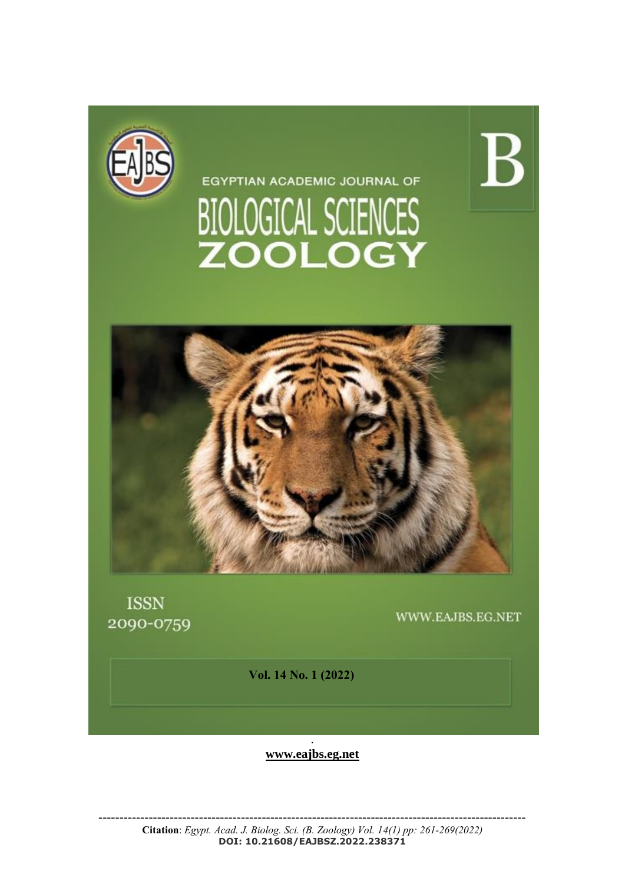EGYPTIAN ACADEMIC JOURNAL OF

# BIOLOGICAL SCIENCES ZOOLOGY

B

ISSN 2090-0759

WWW.EAJBS.EG.NET

**Vol. 14 No. 1 (2022)**

**www.eajbs.eg.net**

---

**Citation**: *Egypt. Acad. J. Biolog. Sci. (B. Zoology) Vol. 14(1) pp: 261-269(2022)*
**DOI: 10.21608/EAJBSZ.2022.238371**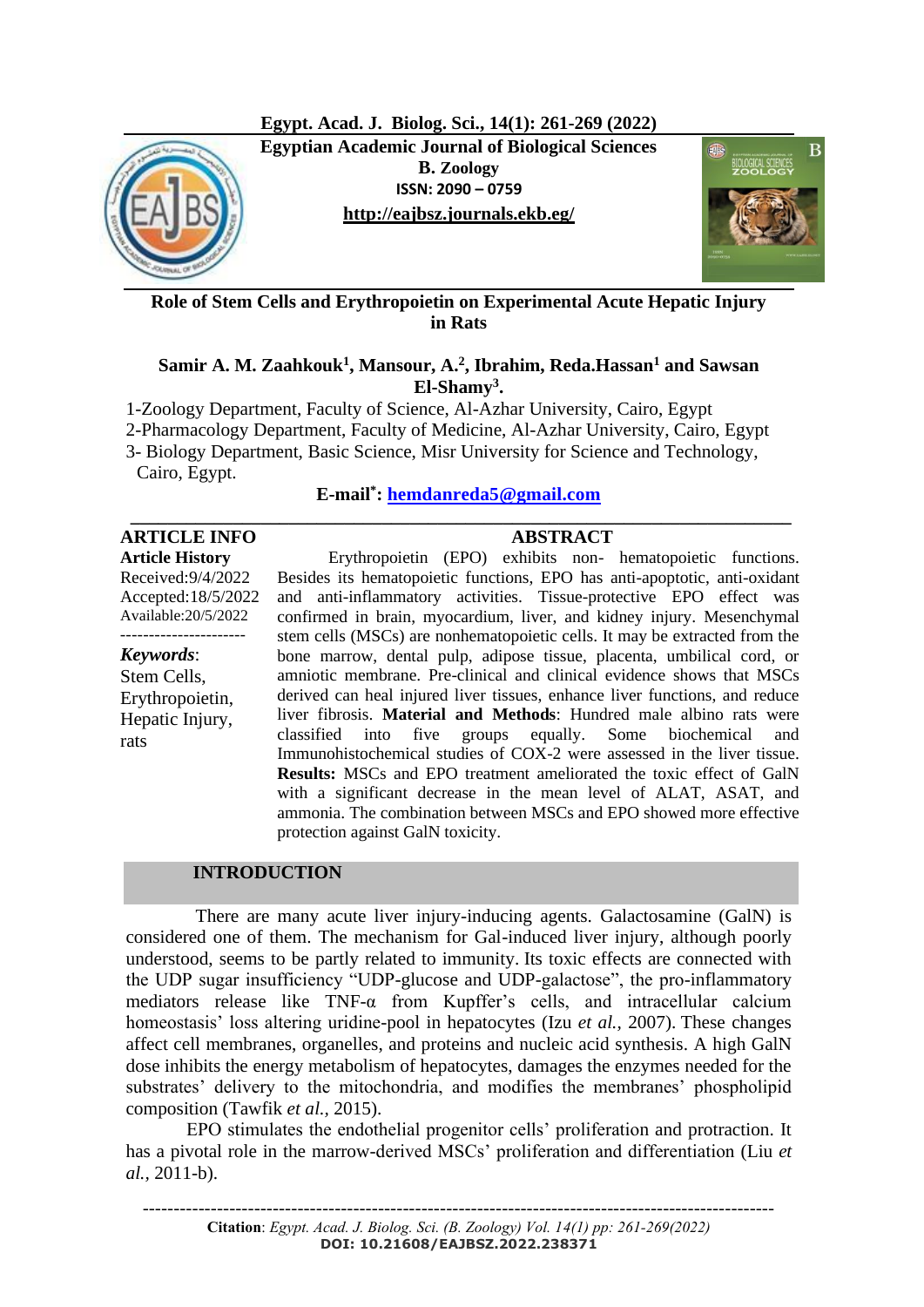# Role of Stem Cells and Erythropoietin on Experimental Acute Hepatic Injury in Rats

**Samir A. M. Zaahkouk[1], Mansour, A.[2], Ibrahim, Reda.Hassan[1] and Sawsan El-Shamy[3].**

1-Zoology Department, Faculty of Science, Al-Azhar University, Cairo, Egypt
2-Pharmacology Department, Faculty of Medicine, Al-Azhar University, Cairo, Egypt
3- Biology Department, Basic Science, Misr University for Science and Technology, Cairo, Egypt.

**E-mail[*]: hemdanreda5@gmail.com**

## ARTICLE INFO

**Article History**
Received:9/4/2022
Accepted:18/5/2022
Available:20/5/2022

***Keywords***:
Stem Cells,
Erythropoietin,
Hepatic Injury,
rats

## ABSTRACT

Erythropoietin (EPO) exhibits non- hematopoietic functions. Besides its hematopoietic functions, EPO has anti-apoptotic, anti-oxidant and anti-inflammatory activities. Tissue-protective EPO effect was confirmed in brain, myocardium, liver, and kidney injury. Mesenchymal stem cells (MSCs) are nonhematopoietic cells. It may be extracted from the bone marrow, dental pulp, adipose tissue, placenta, umbilical cord, or amniotic membrane. Pre-clinical and clinical evidence shows that MSCs derived can heal injured liver tissues, enhance liver functions, and reduce liver fibrosis. **Material and Methods**: Hundred male albino rats were classified into five groups equally. Some biochemical and Immunohistochemical studies of COX-2 were assessed in the liver tissue. **Results:** MSCs and EPO treatment ameliorated the toxic effect of GalN with a significant decrease in the mean level of ALAT, ASAT, and ammonia. The combination between MSCs and EPO showed more effective protection against GalN toxicity.

## INTRODUCTION

There are many acute liver injury-inducing agents. Galactosamine (GalN) is considered one of them. The mechanism for Gal-induced liver injury, although poorly understood, seems to be partly related to immunity. Its toxic effects are connected with the UDP sugar insufficiency "UDP-glucose and UDP-galactose", the pro-inflammatory mediators release like TNF-α from Kupffer's cells, and intracellular calcium homeostasis' loss altering uridine-pool in hepatocytes (Izu *et al.,* 2007). These changes affect cell membranes, organelles, and proteins and nucleic acid synthesis. A high GalN dose inhibits the energy metabolism of hepatocytes, damages the enzymes needed for the substrates' delivery to the mitochondria, and modifies the membranes' phospholipid composition (Tawfik *et al.,* 2015).

EPO stimulates the endothelial progenitor cells' proliferation and protraction. It has a pivotal role in the marrow-derived MSCs' proliferation and differentiation (Liu *et al.,* 2011-b).

**Citation**: *Egypt. Acad. J. Biolog. Sci. (B. Zoology) Vol. 14(1) pp: 261-269(2022)*
DOI: 10.21608/EAJBSZ.2022.238371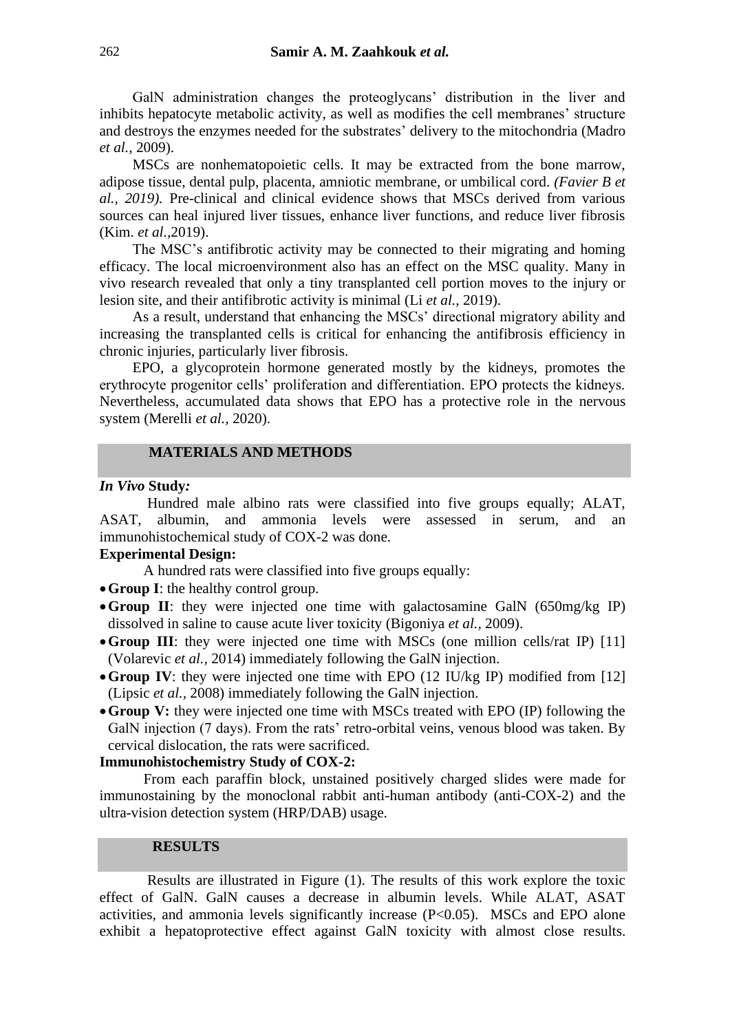GalN administration changes the proteoglycans' distribution in the liver and inhibits hepatocyte metabolic activity, as well as modifies the cell membranes' structure and destroys the enzymes needed for the substrates' delivery to the mitochondria (Madro *et al.,* 2009).

MSCs are nonhematopoietic cells. It may be extracted from the bone marrow, adipose tissue, dental pulp, placenta, amniotic membrane, or umbilical cord. *(Favier B et al., 2019).* Pre-clinical and clinical evidence shows that MSCs derived from various sources can heal injured liver tissues, enhance liver functions, and reduce liver fibrosis (Kim. *et al*.,2019).

The MSC's antifibrotic activity may be connected to their migrating and homing efficacy. The local microenvironment also has an effect on the MSC quality. Many in vivo research revealed that only a tiny transplanted cell portion moves to the injury or lesion site, and their antifibrotic activity is minimal (Li *et al.,* 2019).

As a result, understand that enhancing the MSCs' directional migratory ability and increasing the transplanted cells is critical for enhancing the antifibrosis efficiency in chronic injuries, particularly liver fibrosis.

EPO, a glycoprotein hormone generated mostly by the kidneys, promotes the erythrocyte progenitor cells' proliferation and differentiation. EPO protects the kidneys. Nevertheless, accumulated data shows that EPO has a protective role in the nervous system (Merelli *et al.,* 2020).

## MATERIALS AND METHODS

***In Vivo* Study:**

Hundred male albino rats were classified into five groups equally; ALAT, ASAT, albumin, and ammonia levels were assessed in serum, and an immunohistochemical study of COX-2 was done.

**Experimental Design:**

A hundred rats were classified into five groups equally:

- **Group I**: the healthy control group.
- **Group II**: they were injected one time with galactosamine GalN (650mg/kg IP) dissolved in saline to cause acute liver toxicity (Bigoniya *et al.,* 2009).
- **Group III**: they were injected one time with MSCs (one million cells/rat IP) [11] (Volarevic *et al.,* 2014) immediately following the GalN injection.
- **Group IV**: they were injected one time with EPO (12 IU/kg IP) modified from [12] (Lipsic *et al.,* 2008) immediately following the GalN injection.
- **Group V:** they were injected one time with MSCs treated with EPO (IP) following the GalN injection (7 days). From the rats' retro-orbital veins, venous blood was taken. By cervical dislocation, the rats were sacrificed.

**Immunohistochemistry Study of COX-2:**

From each paraffin block, unstained positively charged slides were made for immunostaining by the monoclonal rabbit anti-human antibody (anti-COX-2) and the ultra-vision detection system (HRP/DAB) usage.

## RESULTS

Results are illustrated in Figure (1). The results of this work explore the toxic effect of GalN. GalN causes a decrease in albumin levels. While ALAT, ASAT activities, and ammonia levels significantly increase ($P<0.05$). MSCs and EPO alone exhibit a hepatoprotective effect against GalN toxicity with almost close results.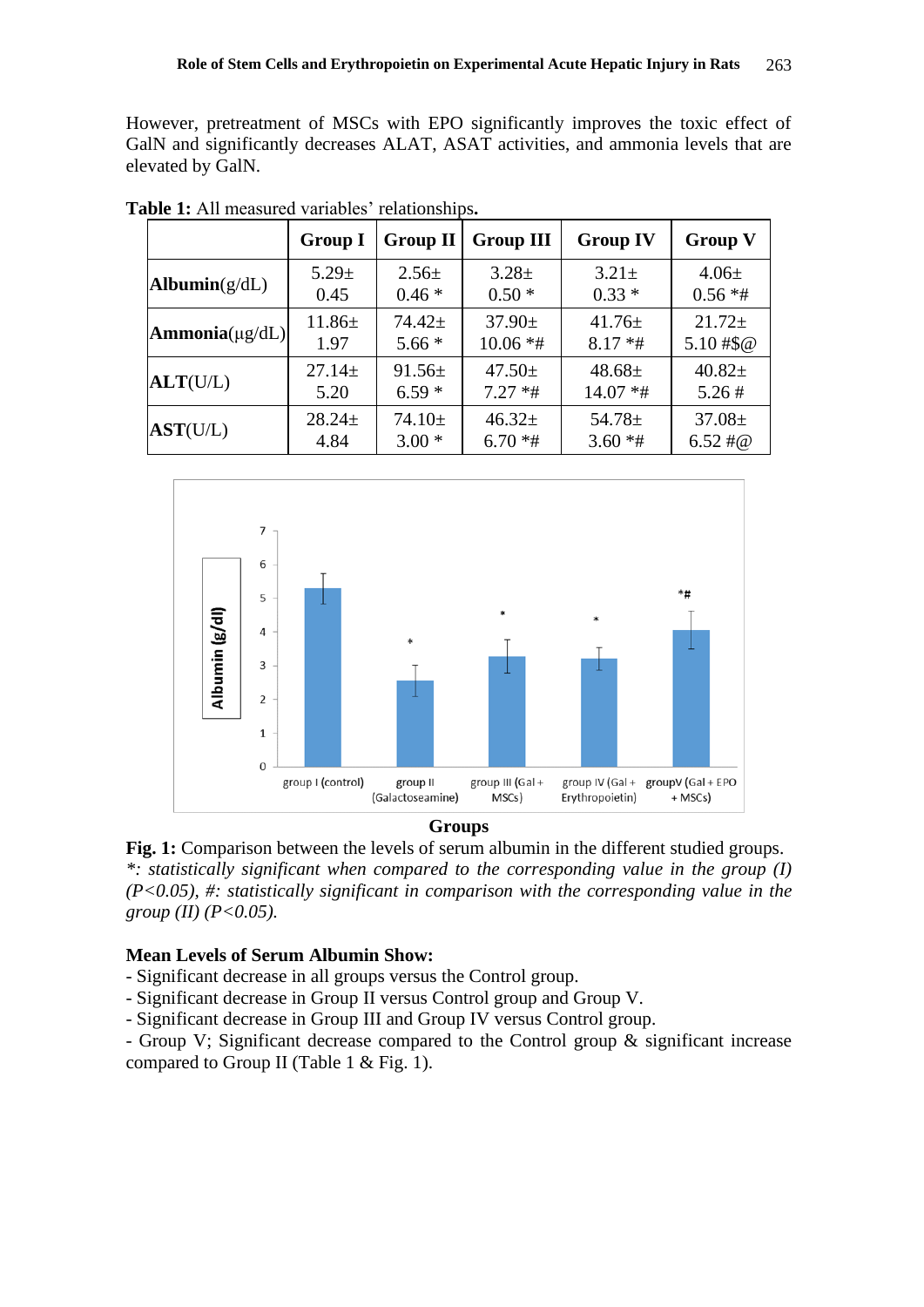However, pretreatment of MSCs with EPO significantly improves the toxic effect of GalN and significantly decreases ALAT, ASAT activities, and ammonia levels that are elevated by GalN.

**Table 1:** All measured variables' relationships**.**

| | Group I | Group II | Group III | Group IV | Group V |
|---|---|---|---|---|---|
| **Albumin**(g/dL) | 5.29± 0.45 | 2.56± 0.46 * | 3.28± 0.50 * | 3.21± 0.33 * | 4.06± 0.56 *# |
| **Ammonia**(µg/dL) | 11.86± 1.97 | 74.42± 5.66 * | 37.90± 10.06 *# | 41.76± 8.17 *# | 21.72± 5.10 #$@ |
| **ALT**(U/L) | 27.14± 5.20 | 91.56± 6.59 * | 47.50± 7.27 *# | 48.68± 14.07 *# | 40.82± 5.26 # |
| **AST**(U/L) | 28.24± 4.84 | 74.10± 3.00 * | 46.32± 6.70 *# | 54.78± 3.60 *# | 37.08± 6.52 #@ |

**Fig. 1:** Comparison between the levels of serum albumin in the different studied groups. *\*: statistically significant when compared to the corresponding value in the group (I) (P<0.05), #: statistically significant in comparison with the corresponding value in the group (II) (P<0.05).*

**Mean Levels of Serum Albumin Show:**

- Significant decrease in all groups versus the Control group.
- Significant decrease in Group II versus Control group and Group V.
- Significant decrease in Group III and Group IV versus Control group.
- Group V; Significant decrease compared to the Control group & significant increase compared to Group II (Table 1 & Fig. 1).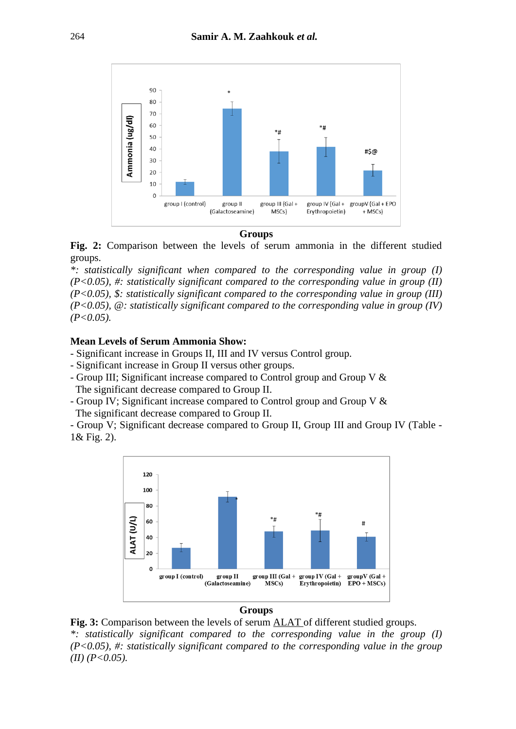**Fig. 2:** Comparison between the levels of serum ammonia in the different studied groups.

*\*: statistically significant when compared to the corresponding value in group (I) (P<0.05), #: statistically significant compared to the corresponding value in group (II) (P<0.05), $: statistically significant compared to the corresponding value in group (III) (P<0.05), @: statistically significant compared to the corresponding value in group (IV) (P<0.05).*

**Mean Levels of Serum Ammonia Show:**

- Significant increase in Groups II, III and IV versus Control group.
- Significant increase in Group II versus other groups.
- Group III; Significant increase compared to Control group and Group V & The significant decrease compared to Group II.
- Group IV; Significant increase compared to Control group and Group V & The significant decrease compared to Group II.
- Group V; Significant decrease compared to Group II, Group III and Group IV (Table - 1& Fig. 2).

**Fig. 3:** Comparison between the levels of serum ALAT of different studied groups.

*\*: statistically significant compared to the corresponding value in the group (I) (P<0.05), #: statistically significant compared to the corresponding value in the group (II) (P<0.05).*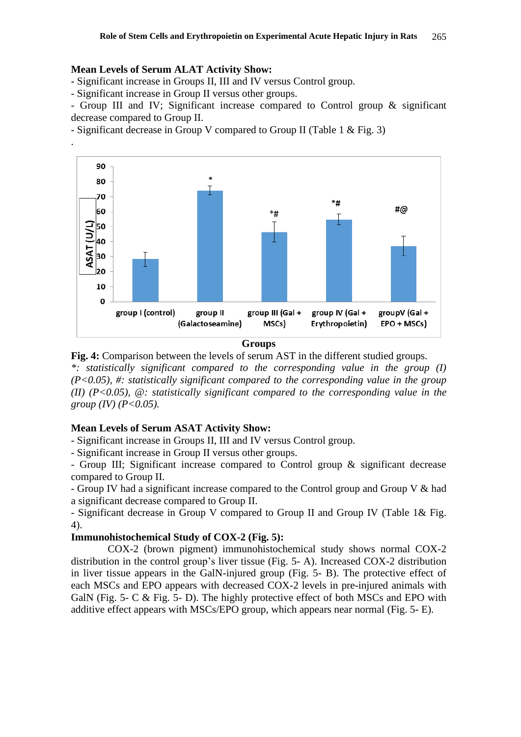**Mean Levels of Serum ALAT Activity Show:**

- Significant increase in Groups II, III and IV versus Control group.
- Significant increase in Group II versus other groups.
- Group III and IV; Significant increase compared to Control group & significant decrease compared to Group II.
- Significant decrease in Group V compared to Group II (Table 1 & Fig. 3)

.

**Fig. 4:** Comparison between the levels of serum AST in the different studied groups.
*\*: statistically significant compared to the corresponding value in the group (I) ($P<0.05$), #: statistically significant compared to the corresponding value in the group (II) ($P<0.05$), @: statistically significant compared to the corresponding value in the group (IV) ($P<0.05$).*

**Mean Levels of Serum ASAT Activity Show:**

- Significant increase in Groups II, III and IV versus Control group.
- Significant increase in Group II versus other groups.
- Group III; Significant increase compared to Control group & significant decrease compared to Group II.
- Group IV had a significant increase compared to the Control group and Group V & had a significant decrease compared to Group II.
- Significant decrease in Group V compared to Group II and Group IV (Table 1& Fig. 4).

**Immunohistochemical Study of COX-2 (Fig. 5):**

COX-2 (brown pigment) immunohistochemical study shows normal COX-2 distribution in the control group's liver tissue (Fig. 5- A). Increased COX-2 distribution in liver tissue appears in the GalN-injured group (Fig. 5- B). The protective effect of each MSCs and EPO appears with decreased COX-2 levels in pre-injured animals with GalN (Fig. 5- C & Fig. 5- D). The highly protective effect of both MSCs and EPO with additive effect appears with MSCs/EPO group, which appears near normal (Fig. 5- E).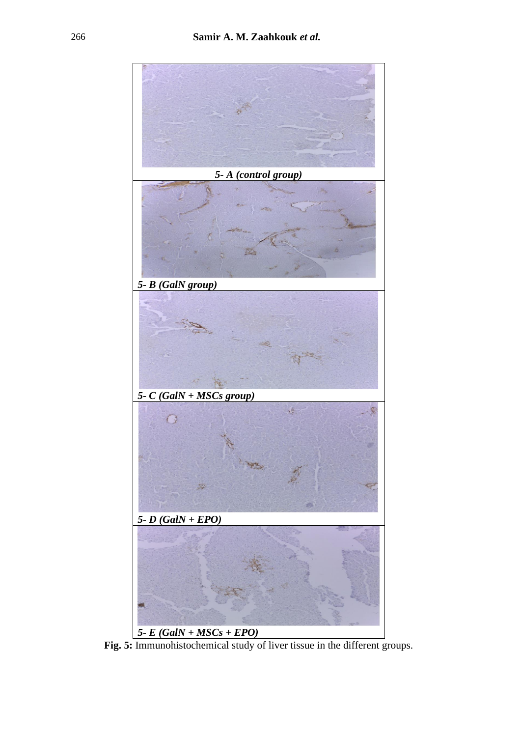5- A (control group)

5- B (GalN group)

5- C (GalN + MSCs group)

5- D (GalN + EPO)

5- E (GalN + MSCs + EPO)

**Fig. 5:** Immunohistochemical study of liver tissue in the different groups.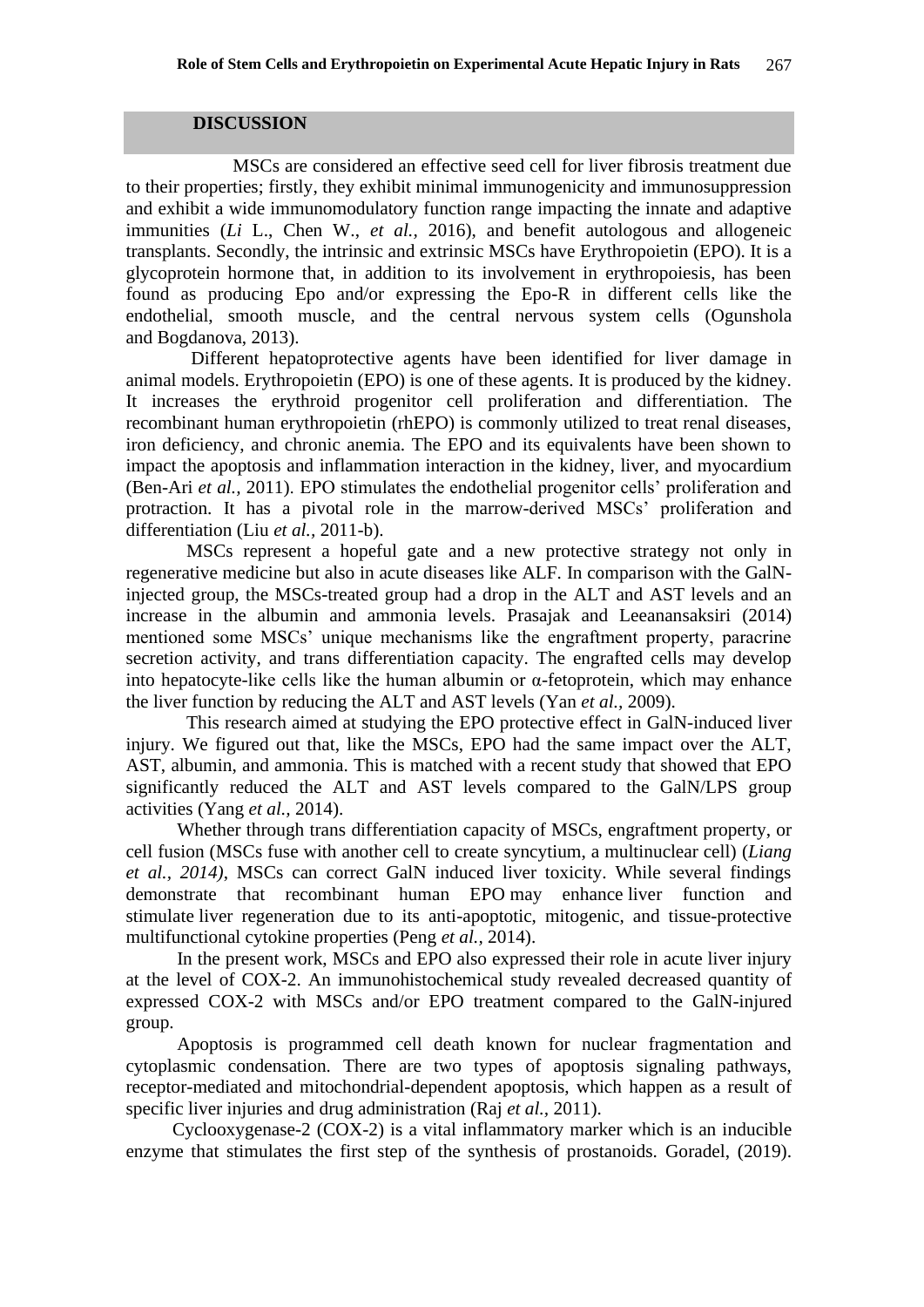## DISCUSSION

MSCs are considered an effective seed cell for liver fibrosis treatment due to their properties; firstly, they exhibit minimal immunogenicity and immunosuppression and exhibit a wide immunomodulatory function range impacting the innate and adaptive immunities (*Li* L., Chen W., *et al.,* 2016), and benefit autologous and allogeneic transplants. Secondly, the intrinsic and extrinsic MSCs have Erythropoietin (EPO). It is a glycoprotein hormone that, in addition to its involvement in erythropoiesis, has been found as producing Epo and/or expressing the Epo-R in different cells like the endothelial, smooth muscle, and the central nervous system cells (Ogunshola and Bogdanova, 2013).

Different hepatoprotective agents have been identified for liver damage in animal models. Erythropoietin (EPO) is one of these agents. It is produced by the kidney. It increases the erythroid progenitor cell proliferation and differentiation. The recombinant human erythropoietin (rhEPO) is commonly utilized to treat renal diseases, iron deficiency, and chronic anemia. The EPO and its equivalents have been shown to impact the apoptosis and inflammation interaction in the kidney, liver, and myocardium (Ben-Ari *et al.,* 2011). EPO stimulates the endothelial progenitor cells' proliferation and protraction. It has a pivotal role in the marrow-derived MSCs' proliferation and differentiation (Liu *et al.,* 2011-b).

MSCs represent a hopeful gate and a new protective strategy not only in regenerative medicine but also in acute diseases like ALF. In comparison with the GalN-injected group, the MSCs-treated group had a drop in the ALT and AST levels and an increase in the albumin and ammonia levels. Prasajak and Leeanansaksiri (2014) mentioned some MSCs' unique mechanisms like the engraftment property, paracrine secretion activity, and trans differentiation capacity. The engrafted cells may develop into hepatocyte-like cells like the human albumin or α-fetoprotein, which may enhance the liver function by reducing the ALT and AST levels (Yan *et al.,* 2009).

This research aimed at studying the EPO protective effect in GalN-induced liver injury. We figured out that, like the MSCs, EPO had the same impact over the ALT, AST, albumin, and ammonia. This is matched with a recent study that showed that EPO significantly reduced the ALT and AST levels compared to the GalN/LPS group activities (Yang *et al.,* 2014).

Whether through trans differentiation capacity of MSCs, engraftment property, or cell fusion (MSCs fuse with another cell to create syncytium, a multinuclear cell) (*Liang et al., 2014)*, MSCs can correct GalN induced liver toxicity. While several findings demonstrate that recombinant human EPO may enhance liver function and stimulate liver regeneration due to its anti-apoptotic, mitogenic, and tissue-protective multifunctional cytokine properties (Peng *et al.,* 2014).

In the present work, MSCs and EPO also expressed their role in acute liver injury at the level of COX-2. An immunohistochemical study revealed decreased quantity of expressed COX-2 with MSCs and/or EPO treatment compared to the GalN-injured group.

Apoptosis is programmed cell death known for nuclear fragmentation and cytoplasmic condensation. There are two types of apoptosis signaling pathways, receptor-mediated and mitochondrial-dependent apoptosis, which happen as a result of specific liver injuries and drug administration (Raj *et al.,* 2011).

Cyclooxygenase-2 (COX-2) is a vital inflammatory marker which is an inducible enzyme that stimulates the first step of the synthesis of prostanoids. Goradel, (2019).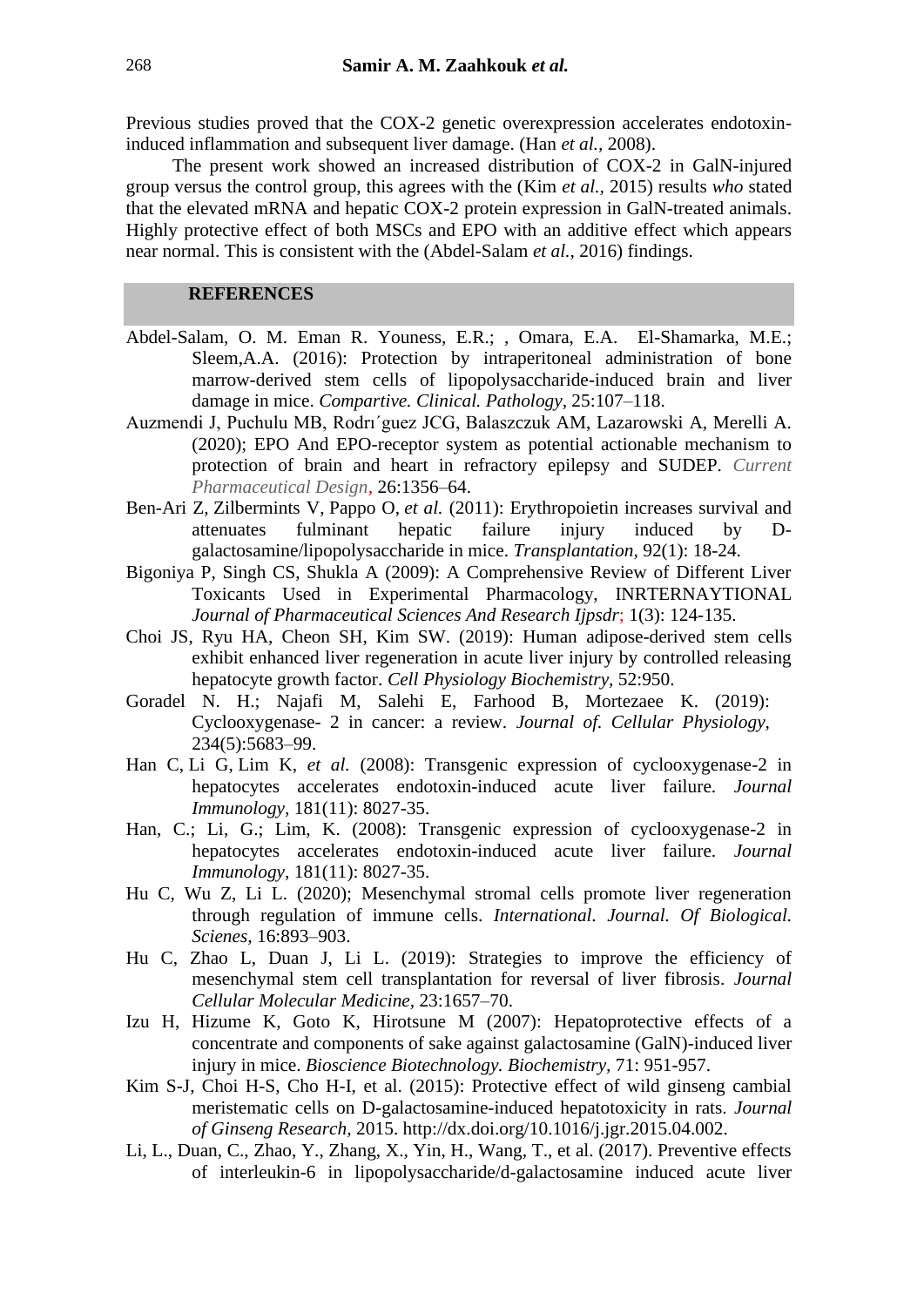Previous studies proved that the COX-2 genetic overexpression accelerates endotoxin-induced inflammation and subsequent liver damage. (Han *et al.,* 2008).

The present work showed an increased distribution of COX-2 in GalN-injured group versus the control group, this agrees with the (Kim *et al.*, 2015) results *who* stated that the elevated mRNA and hepatic COX-2 protein expression in GalN-treated animals. Highly protective effect of both MSCs and EPO with an additive effect which appears near normal. This is consistent with the (Abdel-Salam *et al.,* 2016) findings.

## REFERENCES

Abdel-Salam, O. M. Eman R. Youness, E.R.; , Omara, E.A. El-Shamarka, M.E.; Sleem,A.A. (2016): Protection by intraperitoneal administration of bone marrow-derived stem cells of lipopolysaccharide-induced brain and liver damage in mice. *Compartive. Clinical. Pathology,* 25:107–118.

Auzmendi J, Puchulu MB, Rodrı´guez JCG, Balaszczuk AM, Lazarowski A, Merelli A. (2020); EPO And EPO-receptor system as potential actionable mechanism to protection of brain and heart in refractory epilepsy and SUDEP. *Current Pharmaceutical Design*, 26:1356–64.

Ben-Ari Z, Zilbermints V, Pappo O, *et al.* (2011): Erythropoietin increases survival and attenuates fulminant hepatic failure injury induced by D-galactosamine/lipopolysaccharide in mice. *Transplantation*, 92(1): 18-24.

Bigoniya P, Singh CS, Shukla A (2009): A Comprehensive Review of Different Liver Toxicants Used in Experimental Pharmacology, INRTERNAYTIONAL *Journal of Pharmaceutical Sciences And Research Ijpsdr*; 1(3): 124-135.

Choi JS, Ryu HA, Cheon SH, Kim SW. (2019): Human adipose-derived stem cells exhibit enhanced liver regeneration in acute liver injury by controlled releasing hepatocyte growth factor. *Cell Physiology Biochemistry,* 52:950.

Goradel N. H.; Najafi M, Salehi E, Farhood B, Mortezaee K. (2019): Cyclooxygenase- 2 in cancer: a review. *Journal of. Cellular Physiology,* 234(5):5683–99.

Han C, Li G, Lim K, *et al.* (2008): Transgenic expression of cyclooxygenase-2 in hepatocytes accelerates endotoxin-induced acute liver failure. *Journal Immunology,* 181(11): 8027-35.

Han, C.; Li, G.; Lim, K. (2008): Transgenic expression of cyclooxygenase-2 in hepatocytes accelerates endotoxin-induced acute liver failure. *Journal Immunology*, 181(11): 8027-35.

Hu C, Wu Z, Li L. (2020); Mesenchymal stromal cells promote liver regeneration through regulation of immune cells. *International. Journal. Of Biological. Scienes,* 16:893–903.

Hu C, Zhao L, Duan J, Li L. (2019): Strategies to improve the efficiency of mesenchymal stem cell transplantation for reversal of liver fibrosis. *Journal Cellular Molecular Medicine,* 23:1657–70.

Izu H, Hizume K, Goto K, Hirotsune M (2007): Hepatoprotective effects of a concentrate and components of sake against galactosamine (GalN)-induced liver injury in mice. *Bioscience Biotechnology. Biochemistry*, 71: 951-957.

Kim S-J, Choi H-S, Cho H-I, et al. (2015): Protective effect of wild ginseng cambial meristematic cells on D-galactosamine-induced hepatotoxicity in rats. *Journal of Ginseng Research,* 2015. http://dx.doi.org/10.1016/j.jgr.2015.04.002.

Li, L., Duan, C., Zhao, Y., Zhang, X., Yin, H., Wang, T., et al. (2017). Preventive effects of interleukin-6 in lipopolysaccharide/d-galactosamine induced acute liver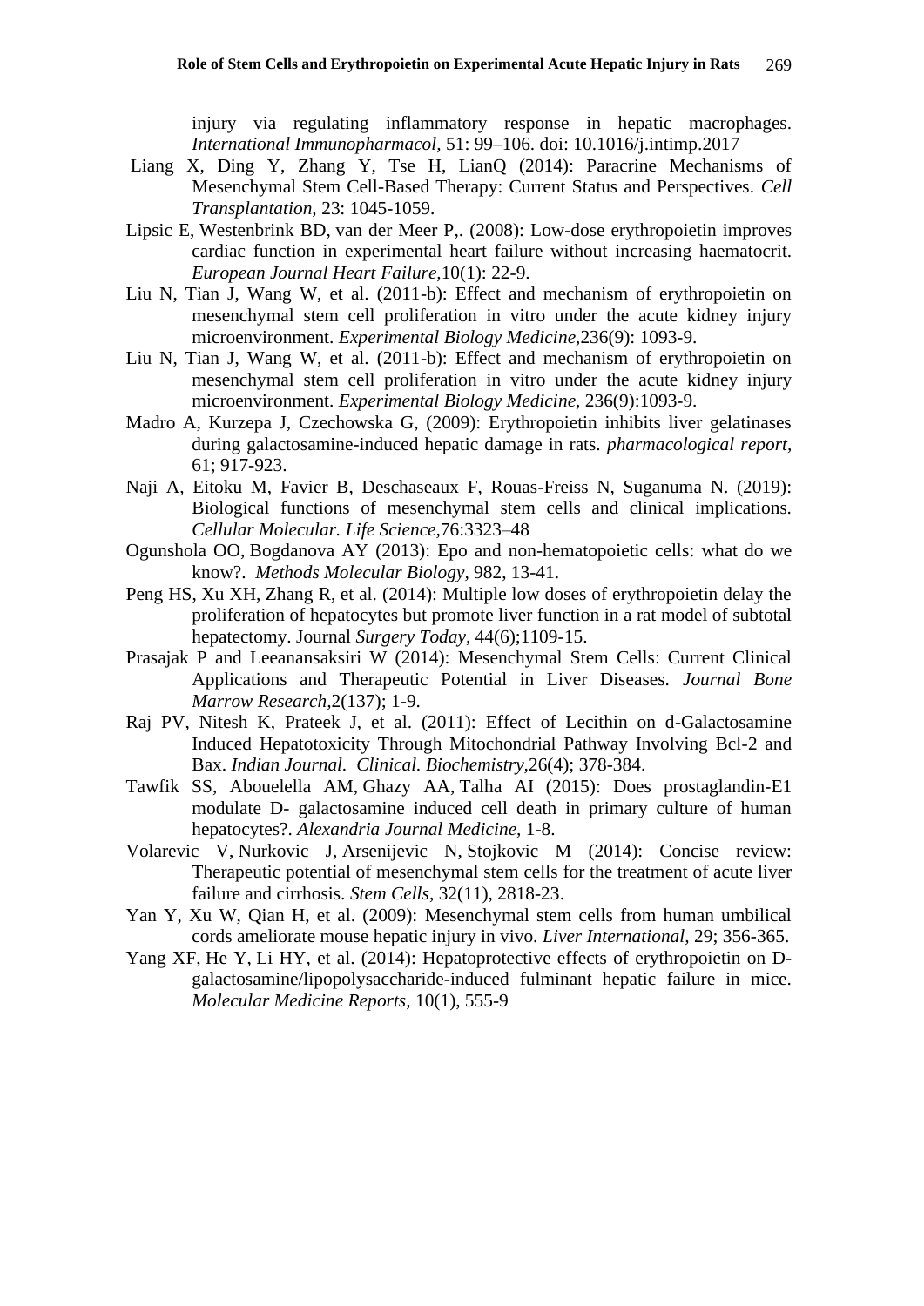injury via regulating inflammatory response in hepatic macrophages. *International Immunopharmacol*, 51: 99–106. doi: 10.1016/j.intimp.2017

Liang X, Ding Y, Zhang Y, Tse H, LianQ (2014): Paracrine Mechanisms of Mesenchymal Stem Cell-Based Therapy: Current Status and Perspectives. *Cell Transplantation*, 23: 1045-1059.

Lipsic E, Westenbrink BD, van der Meer P,. (2008): Low-dose erythropoietin improves cardiac function in experimental heart failure without increasing haematocrit. *European Journal Heart Failure*,10(1): 22-9.

Liu N, Tian J, Wang W, et al. (2011-b): Effect and mechanism of erythropoietin on mesenchymal stem cell proliferation in vitro under the acute kidney injury microenvironment. *Experimental Biology Medicine*,236(9): 1093-9.

Liu N, Tian J, Wang W, et al. (2011-b): Effect and mechanism of erythropoietin on mesenchymal stem cell proliferation in vitro under the acute kidney injury microenvironment. *Experimental Biology Medicine*, 236(9):1093-9.

Madro A, Kurzepa J, Czechowska G, (2009): Erythropoietin inhibits liver gelatinases during galactosamine-induced hepatic damage in rats. *pharmacological report*, 61; 917-923.

Naji A, Eitoku M, Favier B, Deschaseaux F, Rouas-Freiss N, Suganuma N. (2019): Biological functions of mesenchymal stem cells and clinical implications. *Cellular Molecular. Life Science*,76:3323–48

Ogunshola OO, Bogdanova AY (2013): Epo and non-hematopoietic cells: what do we know?. *Methods Molecular Biology*, 982, 13-41.

Peng HS, Xu XH, Zhang R, et al. (2014): Multiple low doses of erythropoietin delay the proliferation of hepatocytes but promote liver function in a rat model of subtotal hepatectomy. Journal *Surgery Today*, 44(6);1109-15.

Prasajak P and Leeanansaksiri W (2014): Mesenchymal Stem Cells: Current Clinical Applications and Therapeutic Potential in Liver Diseases. *Journal Bone Marrow Research*,2(137); 1-9.

Raj PV, Nitesh K, Prateek J, et al. (2011): Effect of Lecithin on d-Galactosamine Induced Hepatotoxicity Through Mitochondrial Pathway Involving Bcl-2 and Bax. *Indian Journal. Clinical. Biochemistry*,26(4); 378-384.

Tawfik SS, Abouelella AM, Ghazy AA, Talha AI (2015): Does prostaglandin-E1 modulate D- galactosamine induced cell death in primary culture of human hepatocytes?. *Alexandria Journal Medicine*, 1-8.

Volarevic V, Nurkovic J, Arsenijevic N, Stojkovic M (2014): Concise review: Therapeutic potential of mesenchymal stem cells for the treatment of acute liver failure and cirrhosis. *Stem Cells*, 32(11), 2818-23.

Yan Y, Xu W, Qian H, et al. (2009): Mesenchymal stem cells from human umbilical cords ameliorate mouse hepatic injury in vivo. *Liver International*, 29; 356-365.

Yang XF, He Y, Li HY, et al. (2014): Hepatoprotective effects of erythropoietin on D-galactosamine/lipopolysaccharide-induced fulminant hepatic failure in mice. *Molecular Medicine Reports*, 10(1), 555-9